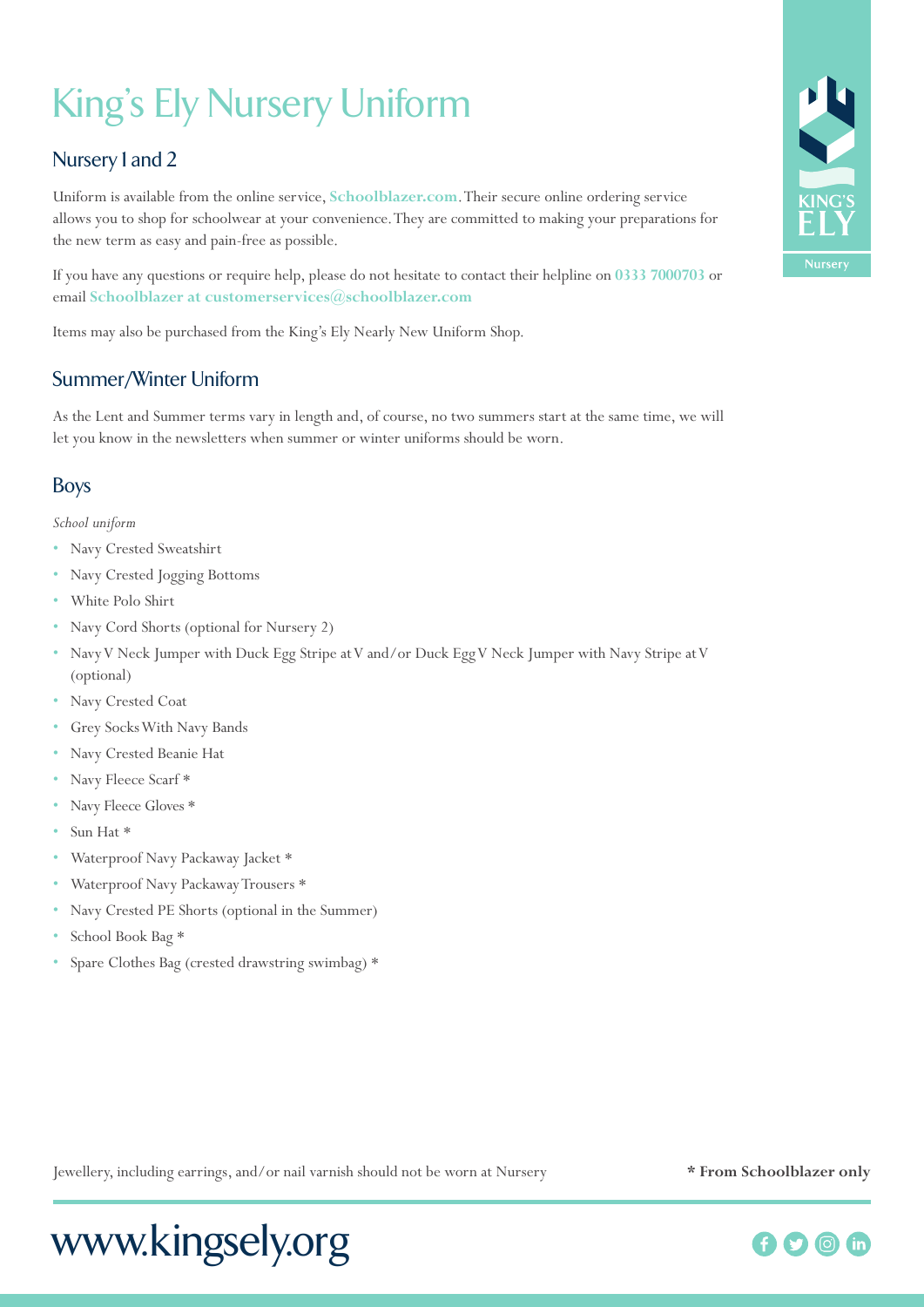# King's Ely Nursery Uniform

## Nursery 1 and 2

Uniform is available from the online service, **Schoolblazer.com**. Their secure online ordering service allows you to shop for schoolwear at your convenience. They are committed to making your preparations for the new term as easy and pain-free as possible.

If you have any questions or require help, please do not hesitate to contact their helpline on **0333 7000703** or email **Schoolblazer at customerservices@schoolblazer.com**

Items may also be purchased from the King's Ely Nearly New Uniform Shop.

## Summer/Winter Uniform

As the Lent and Summer terms vary in length and, of course, no two summers start at the same time, we will let you know in the newsletters when summer or winter uniforms should be worn.

## Boys

*School uniform*

- Navy Crested Sweatshirt
- Navy Crested Jogging Bottoms
- White Polo Shirt
- Navy Cord Shorts (optional for Nursery 2)
- Navy V Neck Jumper with Duck Egg Stripe at V and/or Duck Egg V Neck Jumper with Navy Stripe at V (optional)
- Navy Crested Coat
- Grey Socks With Navy Bands
- Navy Crested Beanie Hat
- Navy Fleece Scarf *
- Navy Fleece Gloves *
- Sun Hat *
- Waterproof Navy Packaway Jacket *
- Waterproof Navy Packaway Trousers *
- Navy Crested PE Shorts (optional in the Summer)
- School Book Bag *
- Spare Clothes Bag (crested drawstring swimbag) *

Jewellery, including earrings, and/or nail varnish should not be worn at Nursery

**\* From Schoolblazer only**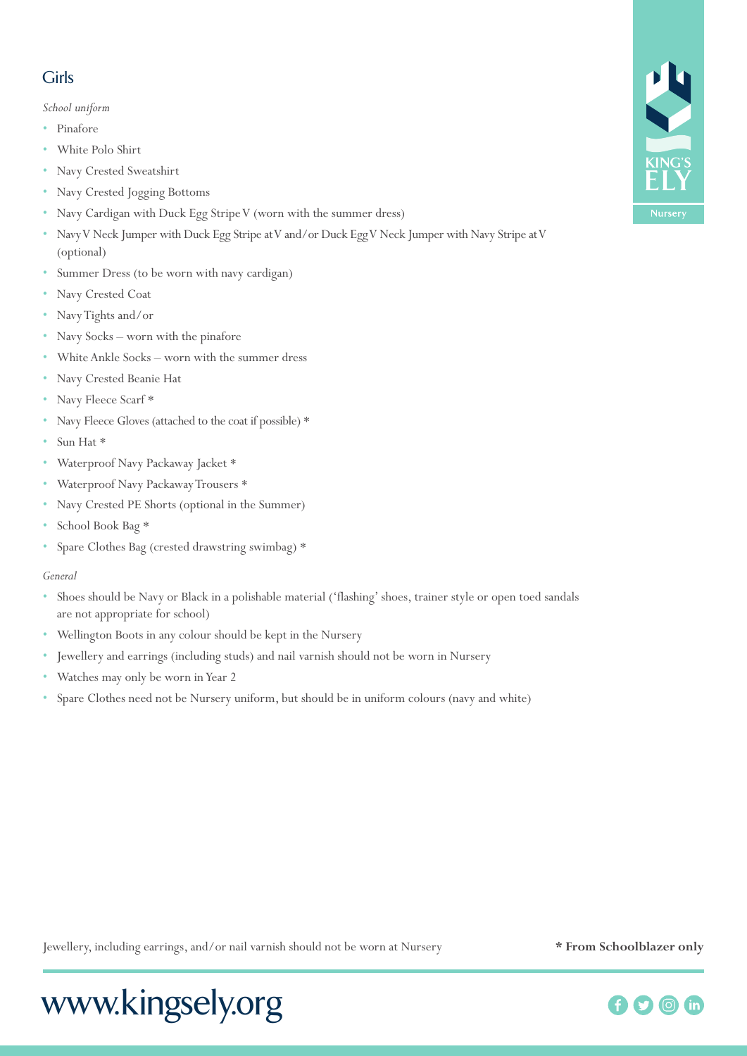## Girls

*School uniform*

- Pinafore
- White Polo Shirt
- Navy Crested Sweatshirt
- Navy Crested Jogging Bottoms
- Navy Cardigan with Duck Egg Stripe V (worn with the summer dress)
- Navy V Neck Jumper with Duck Egg Stripe at V and/or Duck Egg V Neck Jumper with Navy Stripe at V (optional)
- Summer Dress (to be worn with navy cardigan)
- Navy Crested Coat
- Navy Tights and/or
- Navy Socks – worn with the pinafore
- White Ankle Socks – worn with the summer dress
- Navy Crested Beanie Hat
- Navy Fleece Scarf *
- Navy Fleece Gloves (attached to the coat if possible) *
- Sun Hat *
- Waterproof Navy Packaway Jacket *
- Waterproof Navy Packaway Trousers *
- Navy Crested PE Shorts (optional in the Summer)
- School Book Bag *
- Spare Clothes Bag (crested drawstring swimbag) *

*General*

- Shoes should be Navy or Black in a polishable material ('flashing' shoes, trainer style or open toed sandals are not appropriate for school)
- Wellington Boots in any colour should be kept in the Nursery
- Jewellery and earrings (including studs) and nail varnish should not be worn in Nursery
- Watches may only be worn in Year 2
- Spare Clothes need not be Nursery uniform, but should be in uniform colours (navy and white)

Jewellery, including earrings, and/or nail varnish should not be worn at Nursery

**\* From Schoolblazer only**